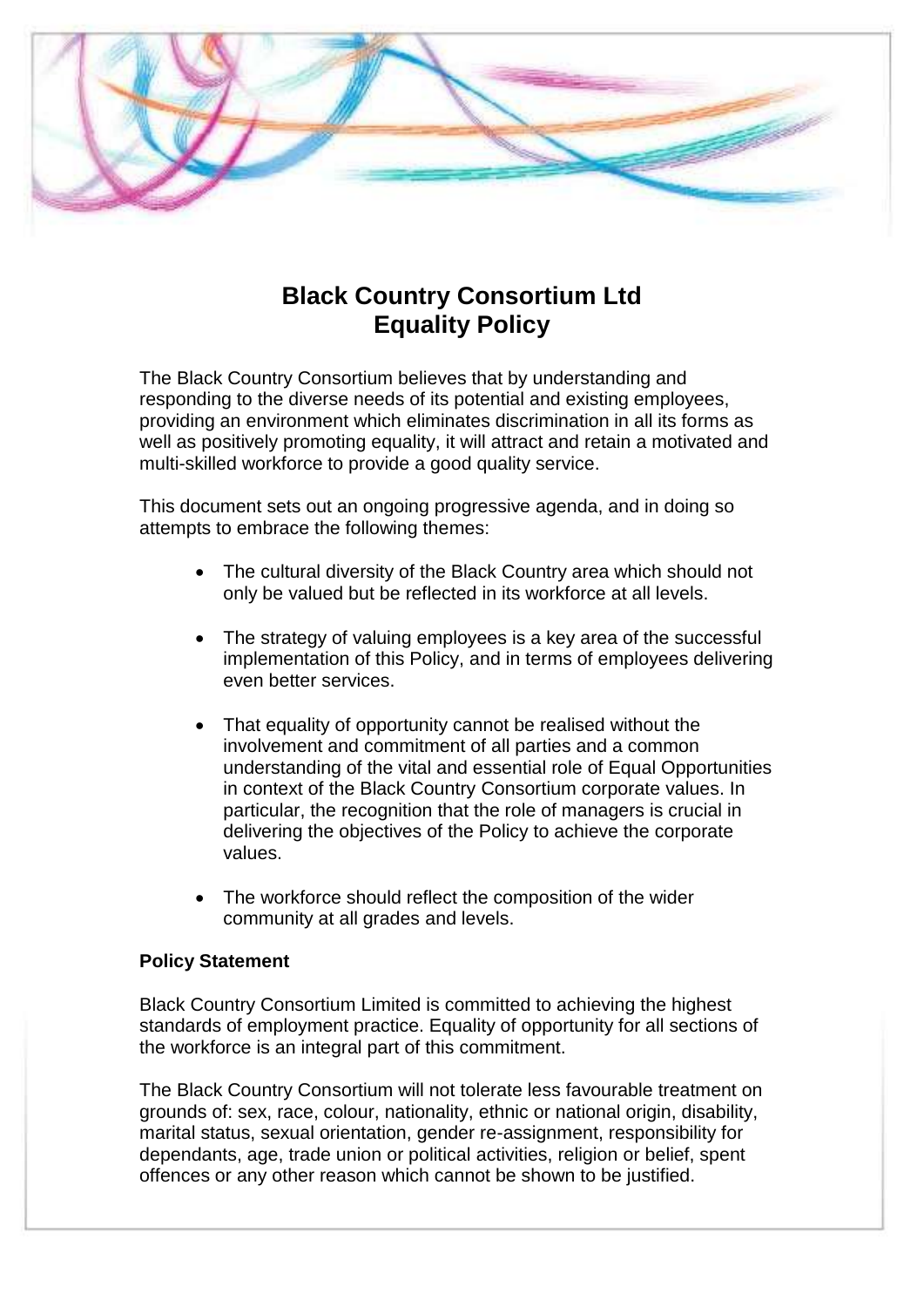# Black Country Consortium Ltd
# Equality Policy

The Black Country Consortium believes that by understanding and responding to the diverse needs of its potential and existing employees, providing an environment which eliminates discrimination in all its forms as well as positively promoting equality, it will attract and retain a motivated and multi-skilled workforce to provide a good quality service.

This document sets out an ongoing progressive agenda, and in doing so attempts to embrace the following themes:

- The cultural diversity of the Black Country area which should not only be valued but be reflected in its workforce at all levels.
- The strategy of valuing employees is a key area of the successful implementation of this Policy, and in terms of employees delivering even better services.
- That equality of opportunity cannot be realised without the involvement and commitment of all parties and a common understanding of the vital and essential role of Equal Opportunities in context of the Black Country Consortium corporate values. In particular, the recognition that the role of managers is crucial in delivering the objectives of the Policy to achieve the corporate values.
- The workforce should reflect the composition of the wider community at all grades and levels.

**Policy Statement**

Black Country Consortium Limited is committed to achieving the highest standards of employment practice. Equality of opportunity for all sections of the workforce is an integral part of this commitment.

The Black Country Consortium will not tolerate less favourable treatment on grounds of: sex, race, colour, nationality, ethnic or national origin, disability, marital status, sexual orientation, gender re-assignment, responsibility for dependants, age, trade union or political activities, religion or belief, spent offences or any other reason which cannot be shown to be justified.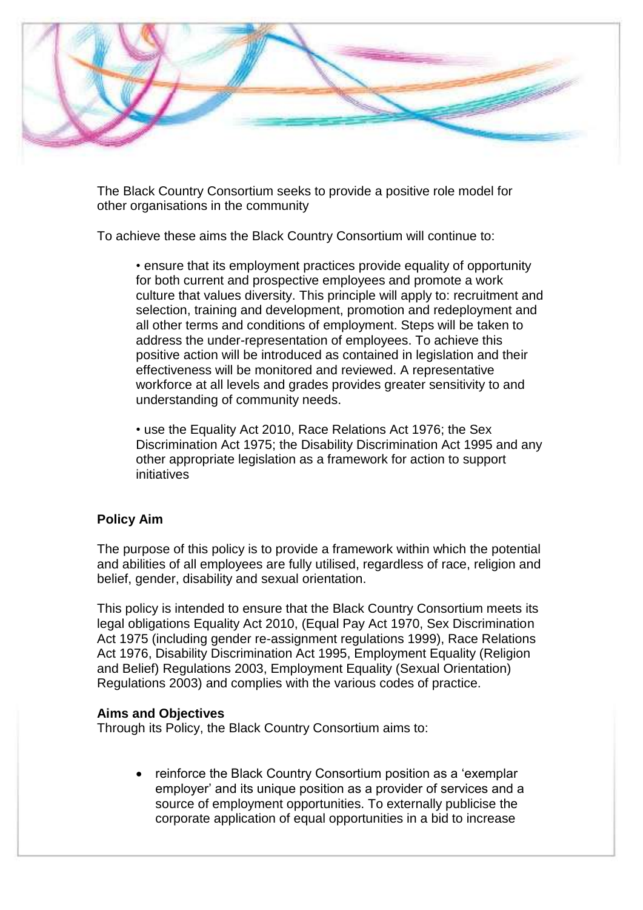The Black Country Consortium seeks to provide a positive role model for other organisations in the community

To achieve these aims the Black Country Consortium will continue to:

> • ensure that its employment practices provide equality of opportunity for both current and prospective employees and promote a work culture that values diversity. This principle will apply to: recruitment and selection, training and development, promotion and redeployment and all other terms and conditions of employment. Steps will be taken to address the under-representation of employees. To achieve this positive action will be introduced as contained in legislation and their effectiveness will be monitored and reviewed. A representative workforce at all levels and grades provides greater sensitivity to and understanding of community needs.
>
> • use the Equality Act 2010, Race Relations Act 1976; the Sex Discrimination Act 1975; the Disability Discrimination Act 1995 and any other appropriate legislation as a framework for action to support initiatives

**Policy Aim**

The purpose of this policy is to provide a framework within which the potential and abilities of all employees are fully utilised, regardless of race, religion and belief, gender, disability and sexual orientation.

This policy is intended to ensure that the Black Country Consortium meets its legal obligations Equality Act 2010, (Equal Pay Act 1970, Sex Discrimination Act 1975 (including gender re-assignment regulations 1999), Race Relations Act 1976, Disability Discrimination Act 1995, Employment Equality (Religion and Belief) Regulations 2003, Employment Equality (Sexual Orientation) Regulations 2003) and complies with the various codes of practice.

**Aims and Objectives**

Through its Policy, the Black Country Consortium aims to:

- reinforce the Black Country Consortium position as a 'exemplar employer' and its unique position as a provider of services and a source of employment opportunities. To externally publicise the corporate application of equal opportunities in a bid to increase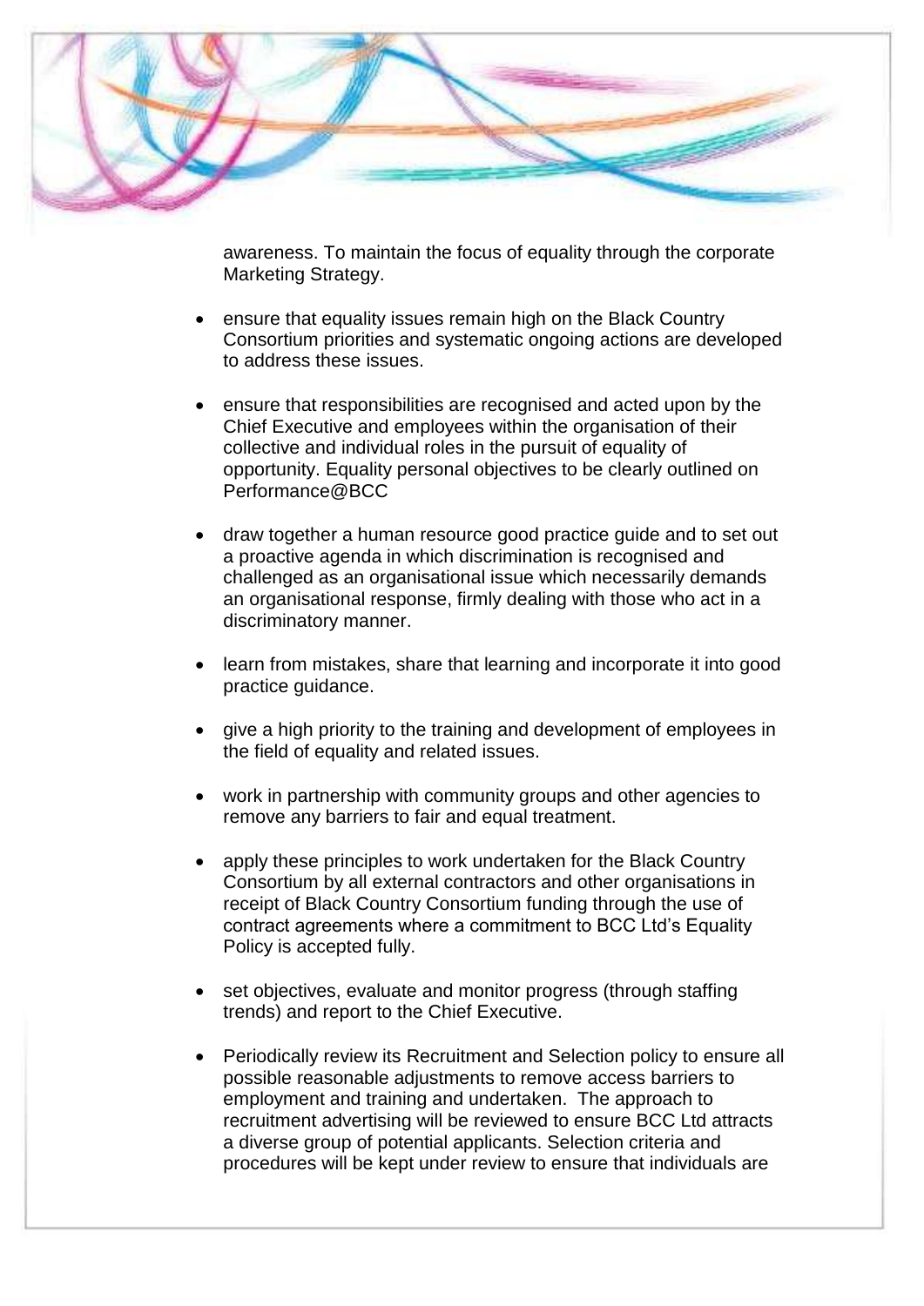awareness. To maintain the focus of equality through the corporate Marketing Strategy.

- ensure that equality issues remain high on the Black Country Consortium priorities and systematic ongoing actions are developed to address these issues.
- ensure that responsibilities are recognised and acted upon by the Chief Executive and employees within the organisation of their collective and individual roles in the pursuit of equality of opportunity. Equality personal objectives to be clearly outlined on Performance@BCC
- draw together a human resource good practice guide and to set out a proactive agenda in which discrimination is recognised and challenged as an organisational issue which necessarily demands an organisational response, firmly dealing with those who act in a discriminatory manner.
- learn from mistakes, share that learning and incorporate it into good practice guidance.
- give a high priority to the training and development of employees in the field of equality and related issues.
- work in partnership with community groups and other agencies to remove any barriers to fair and equal treatment.
- apply these principles to work undertaken for the Black Country Consortium by all external contractors and other organisations in receipt of Black Country Consortium funding through the use of contract agreements where a commitment to BCC Ltd's Equality Policy is accepted fully.
- set objectives, evaluate and monitor progress (through staffing trends) and report to the Chief Executive.
- Periodically review its Recruitment and Selection policy to ensure all possible reasonable adjustments to remove access barriers to employment and training and undertaken. The approach to recruitment advertising will be reviewed to ensure BCC Ltd attracts a diverse group of potential applicants. Selection criteria and procedures will be kept under review to ensure that individuals are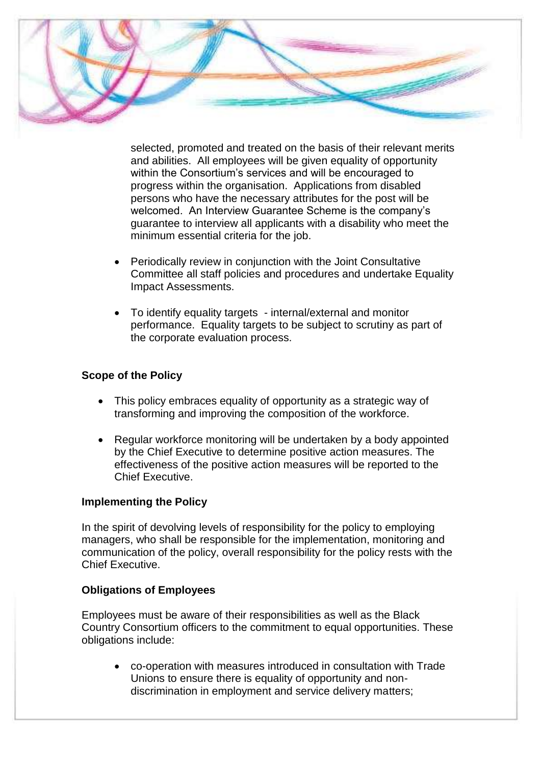selected, promoted and treated on the basis of their relevant merits and abilities. All employees will be given equality of opportunity within the Consortium's services and will be encouraged to progress within the organisation. Applications from disabled persons who have the necessary attributes for the post will be welcomed. An Interview Guarantee Scheme is the company's guarantee to interview all applicants with a disability who meet the minimum essential criteria for the job.

- Periodically review in conjunction with the Joint Consultative Committee all staff policies and procedures and undertake Equality Impact Assessments.
- To identify equality targets - internal/external and monitor performance. Equality targets to be subject to scrutiny as part of the corporate evaluation process.

**Scope of the Policy**

- This policy embraces equality of opportunity as a strategic way of transforming and improving the composition of the workforce.
- Regular workforce monitoring will be undertaken by a body appointed by the Chief Executive to determine positive action measures. The effectiveness of the positive action measures will be reported to the Chief Executive.

**Implementing the Policy**

In the spirit of devolving levels of responsibility for the policy to employing managers, who shall be responsible for the implementation, monitoring and communication of the policy, overall responsibility for the policy rests with the Chief Executive.

**Obligations of Employees**

Employees must be aware of their responsibilities as well as the Black Country Consortium officers to the commitment to equal opportunities. These obligations include:

- co-operation with measures introduced in consultation with Trade Unions to ensure there is equality of opportunity and non-discrimination in employment and service delivery matters;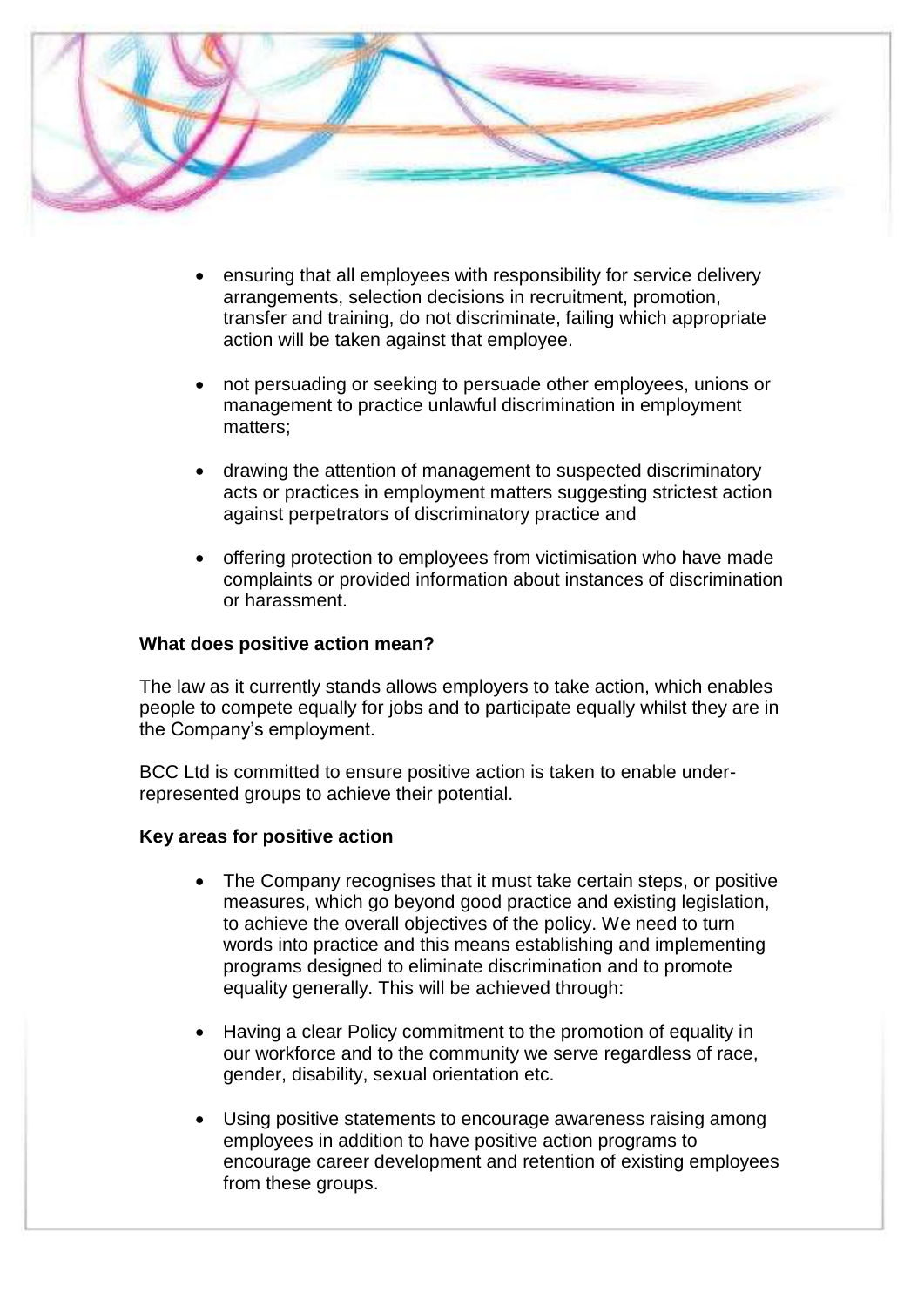- ensuring that all employees with responsibility for service delivery arrangements, selection decisions in recruitment, promotion, transfer and training, do not discriminate, failing which appropriate action will be taken against that employee.

- not persuading or seeking to persuade other employees, unions or management to practice unlawful discrimination in employment matters;

- drawing the attention of management to suspected discriminatory acts or practices in employment matters suggesting strictest action against perpetrators of discriminatory practice and

- offering protection to employees from victimisation who have made complaints or provided information about instances of discrimination or harassment.

**What does positive action mean?**

The law as it currently stands allows employers to take action, which enables people to compete equally for jobs and to participate equally whilst they are in the Company's employment.

BCC Ltd is committed to ensure positive action is taken to enable under-represented groups to achieve their potential.

**Key areas for positive action**

- The Company recognises that it must take certain steps, or positive measures, which go beyond good practice and existing legislation, to achieve the overall objectives of the policy. We need to turn words into practice and this means establishing and implementing programs designed to eliminate discrimination and to promote equality generally. This will be achieved through:

- Having a clear Policy commitment to the promotion of equality in our workforce and to the community we serve regardless of race, gender, disability, sexual orientation etc.

- Using positive statements to encourage awareness raising among employees in addition to have positive action programs to encourage career development and retention of existing employees from these groups.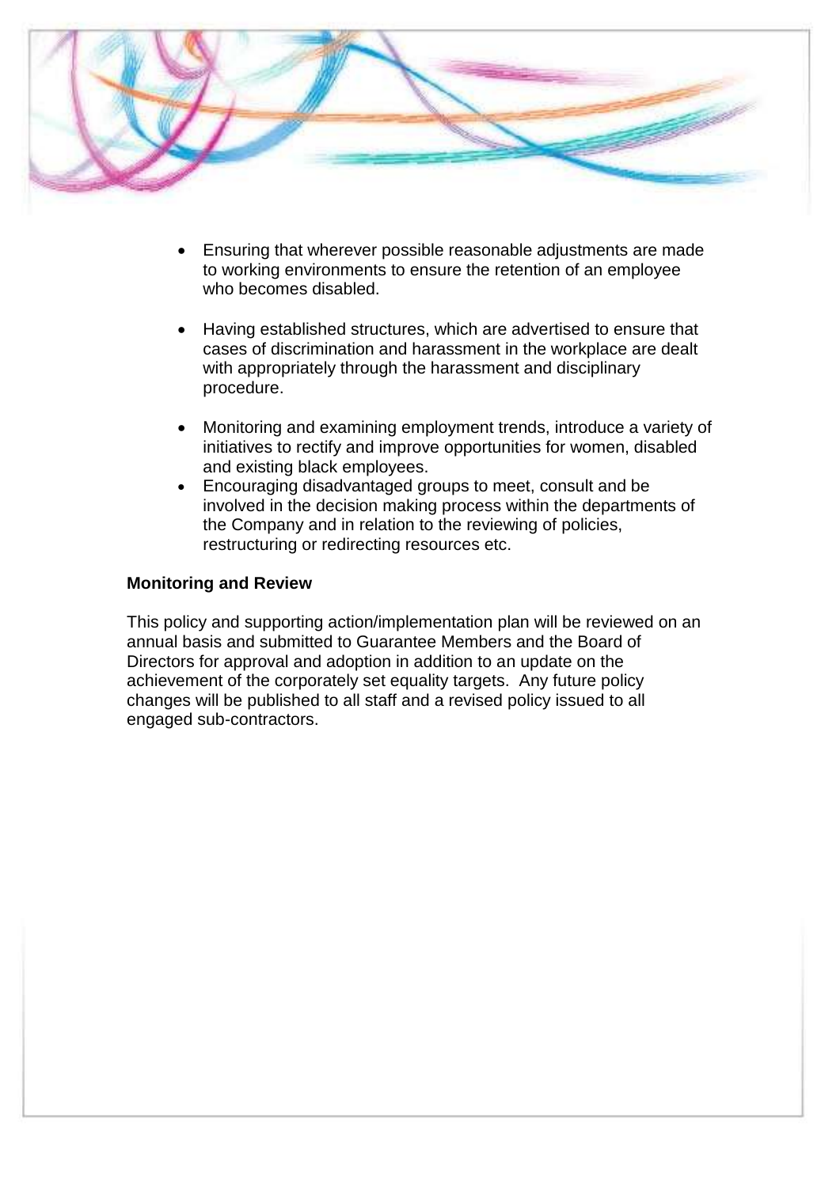- Ensuring that wherever possible reasonable adjustments are made to working environments to ensure the retention of an employee who becomes disabled.

- Having established structures, which are advertised to ensure that cases of discrimination and harassment in the workplace are dealt with appropriately through the harassment and disciplinary procedure.

- Monitoring and examining employment trends, introduce a variety of initiatives to rectify and improve opportunities for women, disabled and existing black employees.
- Encouraging disadvantaged groups to meet, consult and be involved in the decision making process within the departments of the Company and in relation to the reviewing of policies, restructuring or redirecting resources etc.

**Monitoring and Review**

This policy and supporting action/implementation plan will be reviewed on an annual basis and submitted to Guarantee Members and the Board of Directors for approval and adoption in addition to an update on the achievement of the corporately set equality targets. Any future policy changes will be published to all staff and a revised policy issued to all engaged sub-contractors.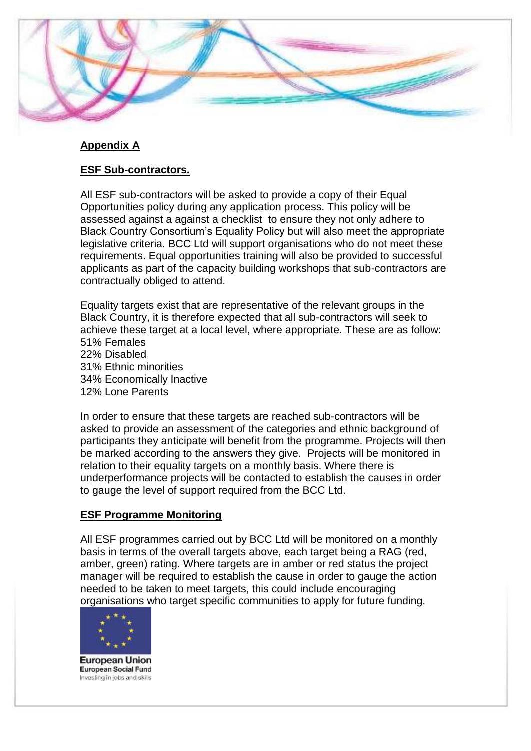## Appendix A

### ESF Sub-contractors.

All ESF sub-contractors will be asked to provide a copy of their Equal Opportunities policy during any application process. This policy will be assessed against a against a checklist to ensure they not only adhere to Black Country Consortium's Equality Policy but will also meet the appropriate legislative criteria. BCC Ltd will support organisations who do not meet these requirements. Equal opportunities training will also be provided to successful applicants as part of the capacity building workshops that sub-contractors are contractually obliged to attend.

Equality targets exist that are representative of the relevant groups in the Black Country, it is therefore expected that all sub-contractors will seek to achieve these target at a local level, where appropriate. These are as follow:
51% Females
22% Disabled
31% Ethnic minorities
34% Economically Inactive
12% Lone Parents

In order to ensure that these targets are reached sub-contractors will be asked to provide an assessment of the categories and ethnic background of participants they anticipate will benefit from the programme. Projects will then be marked according to the answers they give. Projects will be monitored in relation to their equality targets on a monthly basis. Where there is underperformance projects will be contacted to establish the causes in order to gauge the level of support required from the BCC Ltd.

### ESF Programme Monitoring

All ESF programmes carried out by BCC Ltd will be monitored on a monthly basis in terms of the overall targets above, each target being a RAG (red, amber, green) rating. Where targets are in amber or red status the project manager will be required to establish the cause in order to gauge the action needed to be taken to meet targets, this could include encouraging organisations who target specific communities to apply for future funding.

European Union
European Social Fund
Investing in jobs and skills